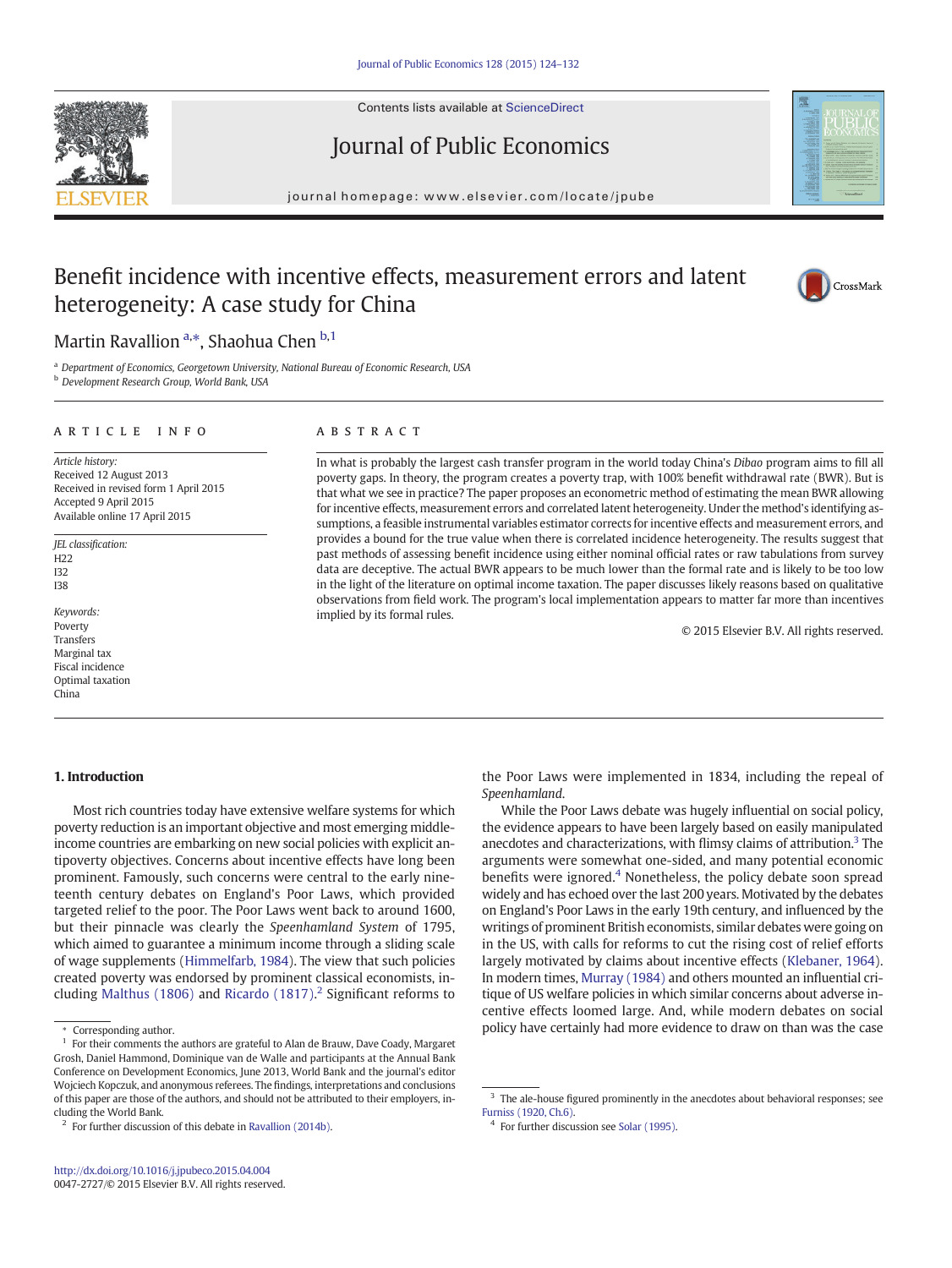# Benefit incidence with incentive effects, measurement errors and latent heterogeneity: A case study for China

Martin Ravallion [a,*], Shaohua Chen [b,1]

[a] Department of Economics, Georgetown University, National Bureau of Economic Research, USA
[b] Development Research Group, World Bank, USA

**ARTICLE INFO**

*Article history:*
Received 12 August 2013
Received in revised form 1 April 2015
Accepted 9 April 2015
Available online 17 April 2015

*JEL classification:*
H22
I32
I38

*Keywords:*
Poverty
Transfers
Marginal tax
Fiscal incidence
Optimal taxation
China

**ABSTRACT**

In what is probably the largest cash transfer program in the world today China's *Dibao* program aims to fill all poverty gaps. In theory, the program creates a poverty trap, with 100% benefit withdrawal rate (BWR). But is that what we see in practice? The paper proposes an econometric method of estimating the mean BWR allowing for incentive effects, measurement errors and correlated latent heterogeneity. Under the method's identifying assumptions, a feasible instrumental variables estimator corrects for incentive effects and measurement errors, and provides a bound for the true value when there is correlated incidence heterogeneity. The results suggest that past methods of assessing benefit incidence using either nominal official rates or raw tabulations from survey data are deceptive. The actual BWR appears to be much lower than the formal rate and is likely to be too low in the light of the literature on optimal income taxation. The paper discusses likely reasons based on qualitative observations from field work. The program's local implementation appears to matter far more than incentives implied by its formal rules.

© 2015 Elsevier B.V. All rights reserved.

## 1. Introduction

Most rich countries today have extensive welfare systems for which poverty reduction is an important objective and most emerging middle-income countries are embarking on new social policies with explicit antipoverty objectives. Concerns about incentive effects have long been prominent. Famously, such concerns were central to the early nineteenth century debates on England's Poor Laws, which provided targeted relief to the poor. The Poor Laws went back to around 1600, but their pinnacle was clearly the *Speenhamland System* of 1795, which aimed to guarantee a minimum income through a sliding scale of wage supplements (Himmelfarb, 1984). The view that such policies created poverty was endorsed by prominent classical economists, including Malthus (1806) and Ricardo (1817).[2] Significant reforms to the Poor Laws were implemented in 1834, including the repeal of *Speenhamland*.

While the Poor Laws debate was hugely influential on social policy, the evidence appears to have been largely based on easily manipulated anecdotes and characterizations, with flimsy claims of attribution.[3] The arguments were somewhat one-sided, and many potential economic benefits were ignored.[4] Nonetheless, the policy debate soon spread widely and has echoed over the last 200 years. Motivated by the debates on England's Poor Laws in the early 19th century, and influenced by the writings of prominent British economists, similar debates were going on in the US, with calls for reforms to cut the rising cost of relief efforts largely motivated by claims about incentive effects (Klebaner, 1964). In modern times, Murray (1984) and others mounted an influential critique of US welfare policies in which similar concerns about adverse incentive effects loomed large. And, while modern debates on social policy have certainly had more evidence to draw on than was the case

---

* Corresponding author.

[1] For their comments the authors are grateful to Alan de Brauw, Dave Coady, Margaret Grosh, Daniel Hammond, Dominique van de Walle and participants at the Annual Bank Conference on Development Economics, June 2013, World Bank and the journal's editor Wojciech Kopczuk, and anonymous referees. The findings, interpretations and conclusions of this paper are those of the authors, and should not be attributed to their employers, including the World Bank.

[2] For further discussion of this debate in Ravallion (2014b).

[3] The ale-house figured prominently in the anecdotes about behavioral responses; see Furniss (1920, Ch.6).

[4] For further discussion see Solar (1995).

http://dx.doi.org/10.1016/j.jpubeco.2015.04.004
0047-2727/© 2015 Elsevier B.V. All rights reserved.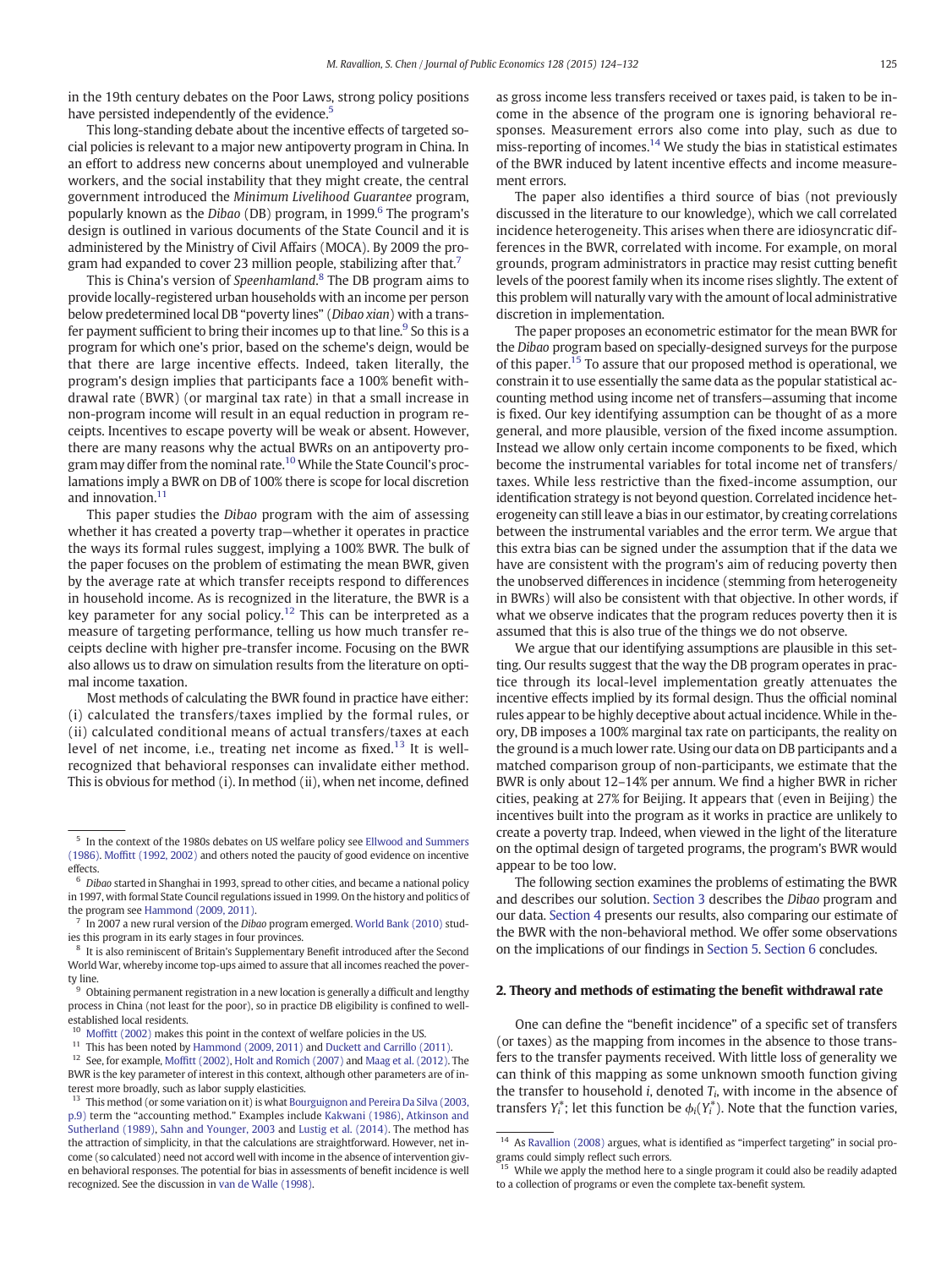in the 19th century debates on the Poor Laws, strong policy positions have persisted independently of the evidence.[5]

This long-standing debate about the incentive effects of targeted social policies is relevant to a major new antipoverty program in China. In an effort to address new concerns about unemployed and vulnerable workers, and the social instability that they might create, the central government introduced the *Minimum Livelihood Guarantee* program, popularly known as the *Dibao* (DB) program, in 1999.[6] The program's design is outlined in various documents of the State Council and it is administered by the Ministry of Civil Affairs (MOCA). By 2009 the program had expanded to cover 23 million people, stabilizing after that.[7]

This is China's version of *Speenhamland*.[8] The DB program aims to provide locally-registered urban households with an income per person below predetermined local DB "poverty lines" (*Dibao xian*) with a transfer payment sufficient to bring their incomes up to that line.[9] So this is a program for which one's prior, based on the scheme's design, would be that there are large incentive effects. Indeed, taken literally, the program's design implies that participants face a 100% benefit withdrawal rate (BWR) (or marginal tax rate) in that a small increase in non-program income will result in an equal reduction in program receipts. Incentives to escape poverty will be weak or absent. However, there are many reasons why the actual BWRs on an antipoverty program may differ from the nominal rate.[10] While the State Council's proclamations imply a BWR on DB of 100% there is scope for local discretion and innovation.[11]

This paper studies the *Dibao* program with the aim of assessing whether it has created a poverty trap—whether it operates in practice the ways its formal rules suggest, implying a 100% BWR. The bulk of the paper focuses on the problem of estimating the mean BWR, given by the average rate at which transfer receipts respond to differences in household income. As is recognized in the literature, the BWR is a key parameter for any social policy.[12] This can be interpreted as a measure of targeting performance, telling us how much transfer receipts decline with higher pre-transfer income. Focusing on the BWR also allows us to draw on simulation results from the literature on optimal income taxation.

Most methods of calculating the BWR found in practice have either: (i) calculated the transfers/taxes implied by the formal rules, or (ii) calculated conditional means of actual transfers/taxes at each level of net income, i.e., treating net income as fixed.[13] It is well-recognized that behavioral responses can invalidate either method. This is obvious for method (i). In method (ii), when net income, defined as gross income less transfers received or taxes paid, is taken to be income in the absence of the program one is ignoring behavioral responses. Measurement errors also come into play, such as due to miss-reporting of incomes.[14] We study the bias in statistical estimates of the BWR induced by latent incentive effects and income measurement errors.

The paper also identifies a third source of bias (not previously discussed in the literature to our knowledge), which we call correlated incidence heterogeneity. This arises when there are idiosyncratic differences in the BWR, correlated with income. For example, on moral grounds, program administrators in practice may resist cutting benefit levels of the poorest family when its income rises slightly. The extent of this problem will naturally vary with the amount of local administrative discretion in implementation.

The paper proposes an econometric estimator for the mean BWR for the *Dibao* program based on specially-designed surveys for the purpose of this paper.[15] To assure that our proposed method is operational, we constrain it to use essentially the same data as the popular statistical accounting method using income net of transfers—assuming that income is fixed. Our key identifying assumption can be thought of as a more general, and more plausible, version of the fixed income assumption. Instead we allow only certain income components to be fixed, which become the instrumental variables for total income net of transfers/taxes. While less restrictive than the fixed-income assumption, our identification strategy is not beyond question. Correlated incidence heterogeneity can still leave a bias in our estimator, by creating correlations between the instrumental variables and the error term. We argue that this extra bias can be signed under the assumption that if the data we have are consistent with the program's aim of reducing poverty then the unobserved differences in incidence (stemming from heterogeneity in BWRs) will also be consistent with that objective. In other words, if what we observe indicates that the program reduces poverty then it is assumed that this is also true of the things we do not observe.

We argue that our identifying assumptions are plausible in this setting. Our results suggest that the way the DB program operates in practice through its local-level implementation greatly attenuates the incentive effects implied by its formal design. Thus the official nominal rules appear to be highly deceptive about actual incidence. While in theory, DB imposes a 100% marginal tax rate on participants, the reality on the ground is a much lower rate. Using our data on DB participants and a matched comparison group of non-participants, we estimate that the BWR is only about 12–14% per annum. We find a higher BWR in richer cities, peaking at 27% for Beijing. It appears that (even in Beijing) the incentives built into the program as it works in practice are unlikely to create a poverty trap. Indeed, when viewed in the light of the literature on the optimal design of targeted programs, the program's BWR would appear to be too low.

The following section examines the problems of estimating the BWR and describes our solution. Section 3 describes the *Dibao* program and our data. Section 4 presents our results, also comparing our estimate of the BWR with the non-behavioral method. We offer some observations on the implications of our findings in Section 5. Section 6 concludes.

## 2. Theory and methods of estimating the benefit withdrawal rate

One can define the "benefit incidence" of a specific set of transfers (or taxes) as the mapping from incomes in the absence to those transfers to the transfer payments received. With little loss of generality we can think of this mapping as some unknown smooth function giving the transfer to household $i$, denoted $T_i$, with income in the absence of transfers $Y_i^*$; let this function be $\phi_i(Y_i^*)$. Note that the function varies,

---

[5] In the context of the 1980s debates on US welfare policy see Ellwood and Summers (1986). Moffitt (1992, 2002) and others noted the paucity of good evidence on incentive effects.

[6] *Dibao* started in Shanghai in 1993, spread to other cities, and became a national policy in 1997, with formal State Council regulations issued in 1999. On the history and politics of the program see Hammond (2009, 2011).

[7] In 2007 a new rural version of the *Dibao* program emerged. World Bank (2010) studies this program in its early stages in four provinces.

[8] It is also reminiscent of Britain's Supplementary Benefit introduced after the Second World War, whereby income top-ups aimed to assure that all incomes reached the poverty line.

[9] Obtaining permanent registration in a new location is generally a difficult and lengthy process in China (not least for the poor), so in practice DB eligibility is confined to well-established local residents.

[10] Moffitt (2002) makes this point in the context of welfare policies in the US.

[11] This has been noted by Hammond (2009, 2011) and Duckett and Carrillo (2011).

[12] See, for example, Moffitt (2002), Holt and Romich (2007) and Maag et al. (2012). The BWR is the key parameter of interest in this context, although other parameters are of interest more broadly, such as labor supply elasticities.

[13] This method (or some variation on it) is what Bourguignon and Pereira Da Silva (2003, p.9) term the "accounting method." Examples include Kakwani (1986), Atkinson and Sutherland (1989), Sahn and Younger, 2003 and Lustig et al. (2014). The method has the attraction of simplicity, in that the calculations are straightforward. However, net income (so calculated) need not accord well with income in the absence of intervention given behavioral responses. The potential for bias in assessments of benefit incidence is well recognized. See the discussion in van de Walle (1998).

[14] As Ravallion (2008) argues, what is identified as "imperfect targeting" in social programs could simply reflect such errors.

[15] While we apply the method here to a single program it could also be readily adapted to a collection of programs or even the complete tax-benefit system.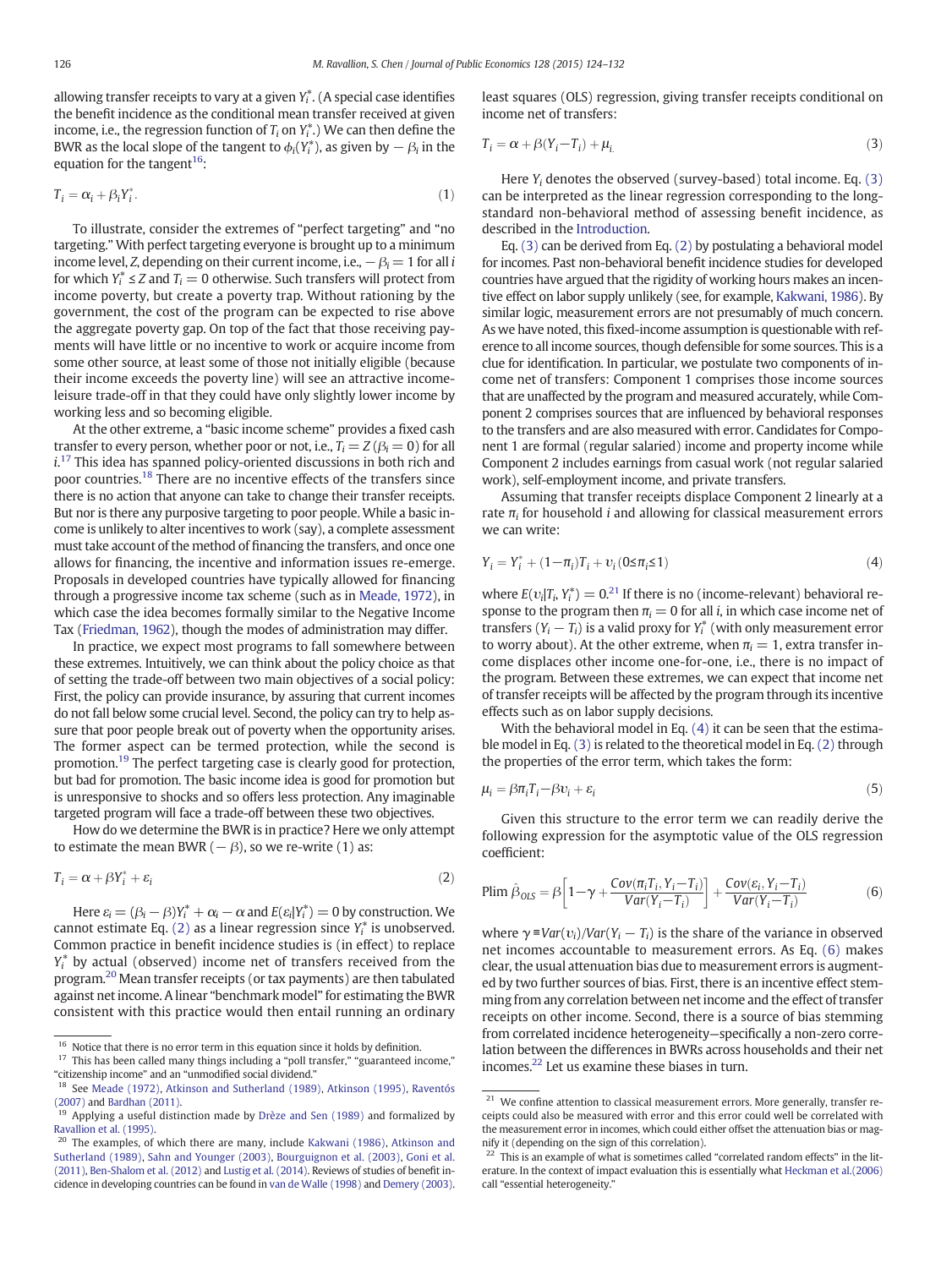allowing transfer receipts to vary at a given $Y_i^*$. (A special case identifies the benefit incidence as the conditional mean transfer received at given income, i.e., the regression function of $T_i$ on $Y_i^*$.) We can then define the BWR as the local slope of the tangent to $\phi_i(Y_i^*)$, as given by $-\beta_i$ in the equation for the tangent[16]:

$$T_i = \alpha_i + \beta_i Y_i^*. \tag{1}$$

To illustrate, consider the extremes of "perfect targeting" and "no targeting." With perfect targeting everyone is brought up to a minimum income level, $Z$, depending on their current income, i.e., $-\beta_i = 1$ for all $i$ for which $Y_i^* \leq Z$ and $T_i = 0$ otherwise. Such transfers will protect from income poverty, but create a poverty trap. Without rationing by the government, the cost of the program can be expected to rise above the aggregate poverty gap. On top of the fact that those receiving payments will have little or no incentive to work or acquire income from some other source, at least some of those not initially eligible (because their income exceeds the poverty line) will see an attractive income-leisure trade-off in that they could have only slightly lower income by working less and so becoming eligible.

At the other extreme, a "basic income scheme" provides a fixed cash transfer to every person, whether poor or not, i.e., $T_i = Z$ ($\beta_i = 0$) for all $i$.[17] This idea has spanned policy-oriented discussions in both rich and poor countries.[18] There are no incentive effects of the transfers since there is no action that anyone can take to change their transfer receipts. But nor is there any purposive targeting to poor people. While a basic income is unlikely to alter incentives to work (say), a complete assessment must take account of the method of financing the transfers, and once one allows for financing, the incentive and information issues re-emerge. Proposals in developed countries have typically allowed for financing through a progressive income tax scheme (such as in Meade, 1972), in which case the idea becomes formally similar to the Negative Income Tax (Friedman, 1962), though the modes of administration may differ.

In practice, we expect most programs to fall somewhere between these extremes. Intuitively, we can think about the policy choice as that of setting the trade-off between two main objectives of a social policy: First, the policy can provide insurance, by assuring that current incomes do not fall below some crucial level. Second, the policy can try to help assure that poor people break out of poverty when the opportunity arises. The former aspect can be termed protection, while the second is promotion.[19] The perfect targeting case is clearly good for protection, but bad for promotion. The basic income idea is good for promotion but is unresponsive to shocks and so offers less protection. Any imaginable targeted program will face a trade-off between these two objectives.

How do we determine the BWR is in practice? Here we only attempt to estimate the mean BWR ($-\beta$), so we re-write (1) as:

$$T_i = \alpha + \beta Y_i^* + \varepsilon_i \tag{2}$$

Here $\varepsilon_i = (\beta_i - \beta)Y_i^* + \alpha_i - \alpha$ and $E(\varepsilon_i | Y_i^*) = 0$ by construction. We cannot estimate Eq. (2) as a linear regression since $Y_i^*$ is unobserved. Common practice in benefit incidence studies is (in effect) to replace $Y_i^*$ by actual (observed) income net of transfers received from the program.[20] Mean transfer receipts (or tax payments) are then tabulated against net income. A linear "benchmark model" for estimating the BWR consistent with this practice would then entail running an ordinary least squares (OLS) regression, giving transfer receipts conditional on income net of transfers:

$$T_i = \alpha + \beta(Y_i - T_i) + \mu_i \tag{3}$$

Here $Y_i$ denotes the observed (survey-based) total income. Eq. (3) can be interpreted as the linear regression corresponding to the long-standard non-behavioral method of assessing benefit incidence, as described in the Introduction.

Eq. (3) can be derived from Eq. (2) by postulating a behavioral model for incomes. Past non-behavioral benefit incidence studies for developed countries have argued that the rigidity of working hours makes an incentive effect on labor supply unlikely (see, for example, Kakwani, 1986). By similar logic, measurement errors are not presumably of much concern. As we have noted, this fixed-income assumption is questionable with reference to all income sources, though defensible for some sources. This is a clue for identification. In particular, we postulate two components of income net of transfers: Component 1 comprises those income sources that are unaffected by the program and measured accurately, while Component 2 comprises sources that are influenced by behavioral responses to the transfers and are also measured with error. Candidates for Component 1 are formal (regular salaried) income and property income while Component 2 includes earnings from casual work (not regular salaried work), self-employment income, and private transfers.

Assuming that transfer receipts displace Component 2 linearly at a rate $\pi_i$ for household $i$ and allowing for classical measurement errors we can write:

$$Y_i = Y_i^* + (1 - \pi_i)T_i + \upsilon_i \, (0 \leq \pi_i \leq 1) \tag{4}$$

where $E(\upsilon_i | T_i, Y_i^*) = 0$.[21] If there is no (income-relevant) behavioral response to the program then $\pi_i = 0$ for all $i$, in which case income net of transfers ($Y_i - T_i$) is a valid proxy for $Y_i^*$ (with only measurement error to worry about). At the other extreme, when $\pi_i = 1$, extra transfer income displaces other income one-for-one, i.e., there is no impact of the program. Between these extremes, we can expect that income net of transfer receipts will be affected by the program through its incentive effects such as on labor supply decisions.

With the behavioral model in Eq. (4) it can be seen that the estimable model in Eq. (3) is related to the theoretical model in Eq. (2) through the properties of the error term, which takes the form:

$$\mu_i = \beta \pi_i T_i - \beta \upsilon_i + \varepsilon_i \tag{5}$$

Given this structure to the error term we can readily derive the following expression for the asymptotic value of the OLS regression coefficient:

$$\text{Plim } \hat{\beta}_{OLS} = \beta\left[1 - \gamma + \frac{Cov(\pi_i T_i, Y_i - T_i)}{Var(Y_i - T_i)}\right] + \frac{Cov(\varepsilon_i, Y_i - T_i)}{Var(Y_i - T_i)} \tag{6}$$

where $\gamma \equiv Var(\upsilon_i)/Var(Y_i - T_i)$ is the share of the variance in observed net incomes accountable to measurement errors. As Eq. (6) makes clear, the usual attenuation bias due to measurement errors is augmented by two further sources of bias. First, there is an incentive effect stemming from any correlation between net income and the effect of transfer receipts on other income. Second, there is a source of bias stemming from correlated incidence heterogeneity—specifically a non-zero correlation between the differences in BWRs across households and their net incomes.[22] Let us examine these biases in turn.

---

[16] Notice that there is no error term in this equation since it holds by definition.

[17] This has been called many things including a "poll transfer," "guaranteed income," "citizenship income" and an "unmodified social dividend."

[18] See Meade (1972), Atkinson and Sutherland (1989), Atkinson (1995), Raventós (2007) and Bardhan (2011).

[19] Applying a useful distinction made by Drèze and Sen (1989) and formalized by Ravallion et al. (1995).

[20] The examples, of which there are many, include Kakwani (1986), Atkinson and Sutherland (1989), Sahn and Younger (2003), Bourguignon et al. (2003), Goni et al. (2011), Ben-Shalom et al. (2012) and Lustig et al. (2014). Reviews of studies of benefit incidence in developing countries can be found in van de Walle (1998) and Demery (2003).

[21] We confine attention to classical measurement errors. More generally, transfer receipts could also be measured with error and this error could be correlated with the measurement error in incomes, which could either offset the attenuation bias or magnify it (depending on the sign of this correlation).

[22] This is an example of what is sometimes called "correlated random effects" in the literature. In the context of impact evaluation this is essentially what Heckman et al.(2006) call "essential heterogeneity."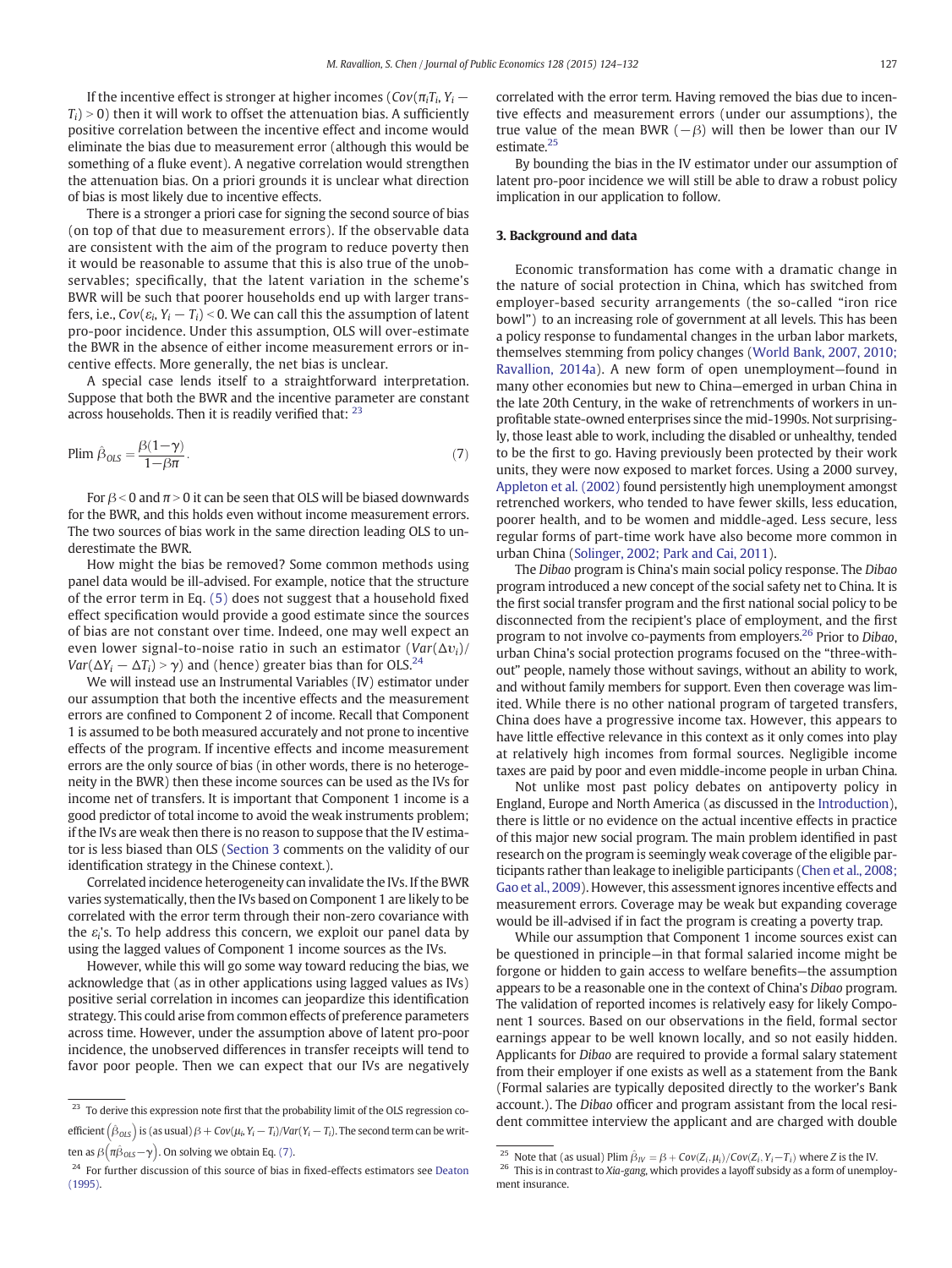If the incentive effect is stronger at higher incomes ($Cov(\pi_i T_i, Y_i - T_i) > 0$) then it will work to offset the attenuation bias. A sufficiently positive correlation between the incentive effect and income would eliminate the bias due to measurement error (although this would be something of a fluke event). A negative correlation would strengthen the attenuation bias. On a priori grounds it is unclear what direction of bias is most likely due to incentive effects.

There is a stronger a priori case for signing the second source of bias (on top of that due to measurement errors). If the observable data are consistent with the aim of the program to reduce poverty then it would be reasonable to assume that this is also true of the unobservables; specifically, that the latent variation in the scheme's BWR will be such that poorer households end up with larger transfers, i.e., $Cov(\varepsilon_i, Y_i - T_i) < 0$. We can call this the assumption of latent pro-poor incidence. Under this assumption, OLS will over-estimate the BWR in the absence of either income measurement errors or incentive effects. More generally, the net bias is unclear.

A special case lends itself to a straightforward interpretation. Suppose that both the BWR and the incentive parameter are constant across households. Then it is readily verified that: [23]

$$\text{Plim } \hat{\beta}_{OLS} = \frac{\beta(1-\gamma)}{1-\beta\pi}. \tag{7}$$

For $\beta < 0$ and $\pi > 0$ it can be seen that OLS will be biased downwards for the BWR, and this holds even without income measurement errors. The two sources of bias work in the same direction leading OLS to underestimate the BWR.

How might the bias be removed? Some common methods using panel data would be ill-advised. For example, notice that the structure of the error term in Eq. (5) does not suggest that a household fixed effect specification would provide a good estimate since the sources of bias are not constant over time. Indeed, one may well expect an even lower signal-to-noise ratio in such an estimator ($Var(\Delta v_i)/Var(\Delta Y_i - \Delta T_i) > \gamma$) and (hence) greater bias than for OLS.[24]

We will instead use an Instrumental Variables (IV) estimator under our assumption that both the incentive effects and the measurement errors are confined to Component 2 of income. Recall that Component 1 is assumed to be both measured accurately and not prone to incentive effects of the program. If incentive effects and income measurement errors are the only source of bias (in other words, there is no heterogeneity in the BWR) then these income sources can be used as the IVs for income net of transfers. It is important that Component 1 income is a good predictor of total income to avoid the weak instruments problem; if the IVs are weak then there is no reason to suppose that the IV estimator is less biased than OLS (Section 3 comments on the validity of our identification strategy in the Chinese context.).

Correlated incidence heterogeneity can invalidate the IVs. If the BWR varies systematically, then the IVs based on Component 1 are likely to be correlated with the error term through their non-zero covariance with the $\varepsilon_i$'s. To help address this concern, we exploit our panel data by using the lagged values of Component 1 income sources as the IVs.

However, while this will go some way toward reducing the bias, we acknowledge that (as in other applications using lagged values as IVs) positive serial correlation in incomes can jeopardize this identification strategy. This could arise from common effects of preference parameters across time. However, under the assumption above of latent pro-poor incidence, the unobserved differences in transfer receipts will tend to favor poor people. Then we can expect that our IVs are negatively correlated with the error term. Having removed the bias due to incentive effects and measurement errors (under our assumptions), the true value of the mean BWR ($-\beta$) will then be lower than our IV estimate.[25]

By bounding the bias in the IV estimator under our assumption of latent pro-poor incidence we will still be able to draw a robust policy implication in our application to follow.

## 3. Background and data

Economic transformation has come with a dramatic change in the nature of social protection in China, which has switched from employer-based security arrangements (the so-called "iron rice bowl") to an increasing role of government at all levels. This has been a policy response to fundamental changes in the urban labor markets, themselves stemming from policy changes (World Bank, 2007, 2010; Ravallion, 2014a). A new form of open unemployment—found in many other economies but new to China—emerged in urban China in the late 20th Century, in the wake of retrenchments of workers in unprofitable state-owned enterprises since the mid-1990s. Not surprisingly, those least able to work, including the disabled or unhealthy, tended to be the first to go. Having previously been protected by their work units, they were now exposed to market forces. Using a 2000 survey, Appleton et al. (2002) found persistently high unemployment amongst retrenched workers, who tended to have fewer skills, less education, poorer health, and to be women and middle-aged. Less secure, less regular forms of part-time work have also become more common in urban China (Solinger, 2002; Park and Cai, 2011).

The *Dibao* program is China's main social policy response. The *Dibao* program introduced a new concept of the social safety net to China. It is the first social transfer program and the first national social policy to be disconnected from the recipient's place of employment, and the first program to not involve co-payments from employers.[26] Prior to *Dibao*, urban China's social protection programs focused on the "three-without" people, namely those without savings, without an ability to work, and without family members for support. Even then coverage was limited. While there is no other national program of targeted transfers, China does have a progressive income tax. However, this appears to have little effective relevance in this context as it only comes into play at relatively high incomes from formal sources. Negligible income taxes are paid by poor and even middle-income people in urban China.

Not unlike most past policy debates on antipoverty policy in England, Europe and North America (as discussed in the Introduction), there is little or no evidence on the actual incentive effects in practice of this major new social program. The main problem identified in past research on the program is seemingly weak coverage of the eligible participants rather than leakage to ineligible participants (Chen et al., 2008; Gao et al., 2009). However, this assessment ignores incentive effects and measurement errors. Coverage may be weak but expanding coverage would be ill-advised if in fact the program is creating a poverty trap.

While our assumption that Component 1 income sources exist can be questioned in principle—in that formal salaried income might be forgone or hidden to gain access to welfare benefits—the assumption appears to be a reasonable one in the context of China's *Dibao* program. The validation of reported incomes is relatively easy for likely Component 1 sources. Based on our observations in the field, formal sector earnings appear to be well known locally, and so not easily hidden. Applicants for *Dibao* are required to provide a formal salary statement from their employer if one exists as well as a statement from the Bank (Formal salaries are typically deposited directly to the worker's Bank account.). The *Dibao* officer and program assistant from the local resident committee interview the applicant and are charged with double

---

[23] To derive this expression note first that the probability limit of the OLS regression coefficient $(\hat{\beta}_{OLS})$ is (as usual) $\beta + Cov(\mu_i, Y_i - T_i)/Var(Y_i - T_i)$. The second term can be written as $\beta(\pi\hat{\beta}_{OLS} - \gamma)$. On solving we obtain Eq. (7).

[24] For further discussion of this source of bias in fixed-effects estimators see Deaton (1995).

[25] Note that (as usual) Plim $\hat{\beta}_{IV} = \beta + Cov(Z_i, \mu_i)/Cov(Z_i, Y_i - T_i)$ where $Z$ is the IV.

[26] This is in contrast to *Xia-gang*, which provides a layoff subsidy as a form of unemployment insurance.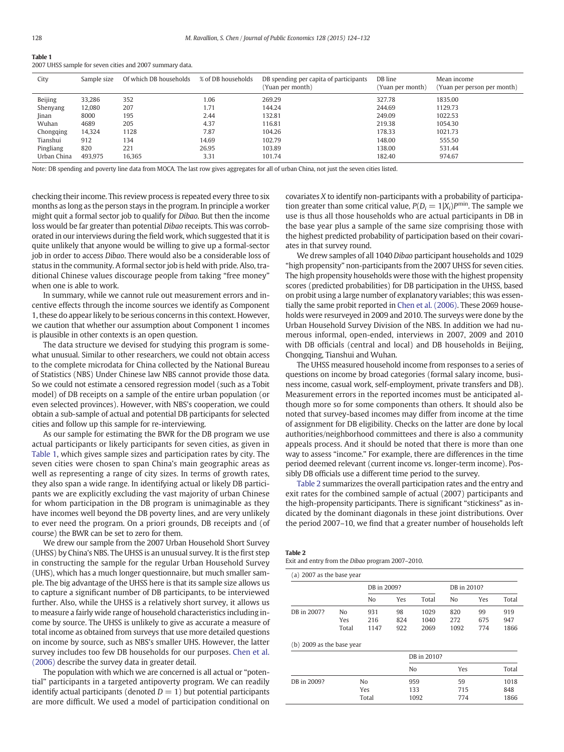**Table 1**
2007 UHSS sample for seven cities and 2007 summary data.

| City | Sample size | Of which DB households | % of DB households | DB spending per capita of participants (Yuan per month) | DB line (Yuan per month) | Mean income (Yuan per person per month) |
|---|---|---|---|---|---|---|
| Beijing | 33,286 | 352 | 1.06 | 269.29 | 327.78 | 1835.00 |
| Shenyang | 12,080 | 207 | 1.71 | 144.24 | 244.69 | 1129.73 |
| Jinan | 8000 | 195 | 2.44 | 132.81 | 249.09 | 1022.53 |
| Wuhan | 4689 | 205 | 4.37 | 116.81 | 219.38 | 1054.30 |
| Chongqing | 14,324 | 1128 | 7.87 | 104.26 | 178.33 | 1021.73 |
| Tianshui | 912 | 134 | 14.69 | 102.79 | 148.00 | 555.50 |
| Pingliang | 820 | 221 | 26.95 | 103.89 | 138.00 | 531.44 |
| Urban China | 493,975 | 16,365 | 3.31 | 101.74 | 182.40 | 974.67 |

Note: DB spending and poverty line data from MOCA. The last row gives aggregates for all of urban China, not just the seven cities listed.

checking their income. This review process is repeated every three to six months as long as the person stays in the program. In principle a worker might quit a formal sector job to qualify for *Dibao*. But then the income loss would be far greater than potential *Dibao* receipts. This was corroborated in our interviews during the field work, which suggested that it is quite unlikely that anyone would be willing to give up a formal-sector job in order to access *Dibao*. There would also be a considerable loss of status in the community. A formal sector job is held with pride. Also, traditional Chinese values discourage people from taking "free money" when one is able to work.

In summary, while we cannot rule out measurement errors and incentive effects through the income sources we identify as Component 1, these do appear likely to be serious concerns in this context. However, we caution that whether our assumption about Component 1 incomes is plausible in other contexts is an open question.

The data structure we devised for studying this program is somewhat unusual. Similar to other researchers, we could not obtain access to the complete microdata for China collected by the National Bureau of Statistics (NBS) Under Chinese law NBS cannot provide those data. So we could not estimate a censored regression model (such as a Tobit model) of DB receipts on a sample of the entire urban population (or even selected provinces). However, with NBS's cooperation, we could obtain a sub-sample of actual and potential DB participants for selected cities and follow up this sample for re-interviewing.

As our sample for estimating the BWR for the DB program we use actual participants or likely participants for seven cities, as given in Table 1, which gives sample sizes and participation rates by city. The seven cities were chosen to span China's main geographic areas as well as representing a range of city sizes. In terms of growth rates, they also span a wide range. In identifying actual or likely DB participants we are explicitly excluding the vast majority of urban Chinese for whom participation in the DB program is unimaginable as they have incomes well beyond the DB poverty lines, and are very unlikely to ever need the program. On a priori grounds, DB receipts and (of course) the BWR can be set to zero for them.

We drew our sample from the 2007 Urban Household Short Survey (UHSS) by China's NBS. The UHSS is an unusual survey. It is the first step in constructing the sample for the regular Urban Household Survey (UHS), which has a much longer questionnaire, but much smaller sample. The big advantage of the UHSS here is that its sample size allows us to capture a significant number of DB participants, to be interviewed further. Also, while the UHSS is a relatively short survey, it allows us to measure a fairly wide range of household characteristics including income by source. The UHSS is unlikely to give as accurate a measure of total income as obtained from surveys that use more detailed questions on income by source, such as NBS's smaller UHS. However, the latter survey includes too few DB households for our purposes. Chen et al. (2006) describe the survey data in greater detail.

The population with which we are concerned is all actual or "potential" participants in a targeted antipoverty program. We can readily identify actual participants (denoted $D = 1$) but potential participants are more difficult. We used a model of participation conditional on covariates $X$ to identify non-participants with a probability of participation greater than some critical value, $P(D_i = 1|X_i)P^{min}$. The sample we use is thus all those households who are actual participants in DB in the base year plus a sample of the same size comprising those with the highest predicted probability of participation based on their covariates in that survey round.

We drew samples of all 1040 *Dibao* participant households and 1029 "high propensity" non-participants from the 2007 UHSS for seven cities. The high propensity households were those with the highest propensity scores (predicted probabilities) for DB participation in the UHSS, based on probit using a large number of explanatory variables; this was essentially the same probit reported in Chen et al. (2006). These 2069 households were resurveyed in 2009 and 2010. The surveys were done by the Urban Household Survey Division of the NBS. In addition we had numerous informal, open-ended, interviews in 2007, 2009 and 2010 with DB officials (central and local) and DB households in Beijing, Chongqing, Tianshui and Wuhan.

The UHSS measured household income from responses to a series of questions on income by broad categories (formal salary income, business income, casual work, self-employment, private transfers and DB). Measurement errors in the reported incomes must be anticipated although more so for some components than others. It should also be noted that survey-based incomes may differ from income at the time of assignment for DB eligibility. Checks on the latter are done by local authorities/neighborhood committees and there is also a community appeals process. And it should be noted that there is more than one way to assess "income." For example, there are differences in the time period deemed relevant (current income vs. longer-term income). Possibly DB officials use a different time period to the survey.

Table 2 summarizes the overall participation rates and the entry and exit rates for the combined sample of actual (2007) participants and the high-propensity participants. There is significant "stickiness" as indicated by the dominant diagonals in these joint distributions. Over the period 2007–10, we find that a greater number of households left

**Table 2**
Exit and entry from the *Dibao* program 2007–2010.

(a) 2007 as the base year

| | | DB in 2009? | | | DB in 2010? | | |
|---|---|---|---|---|---|---|---|
| | | No | Yes | Total | No | Yes | Total |
| DB in 2007? | No | 931 | 98 | 1029 | 820 | 99 | 919 |
| | Yes | 216 | 824 | 1040 | 272 | 675 | 947 |
| | Total | 1147 | 922 | 2069 | 1092 | 774 | 1866 |

(b) 2009 as the base year

| | | DB in 2010? | | |
|---|---|---|---|---|
| | | No | Yes | Total |
| DB in 2009? | No | 959 | 59 | 1018 |
| | Yes | 133 | 715 | 848 |
| | Total | 1092 | 774 | 1866 |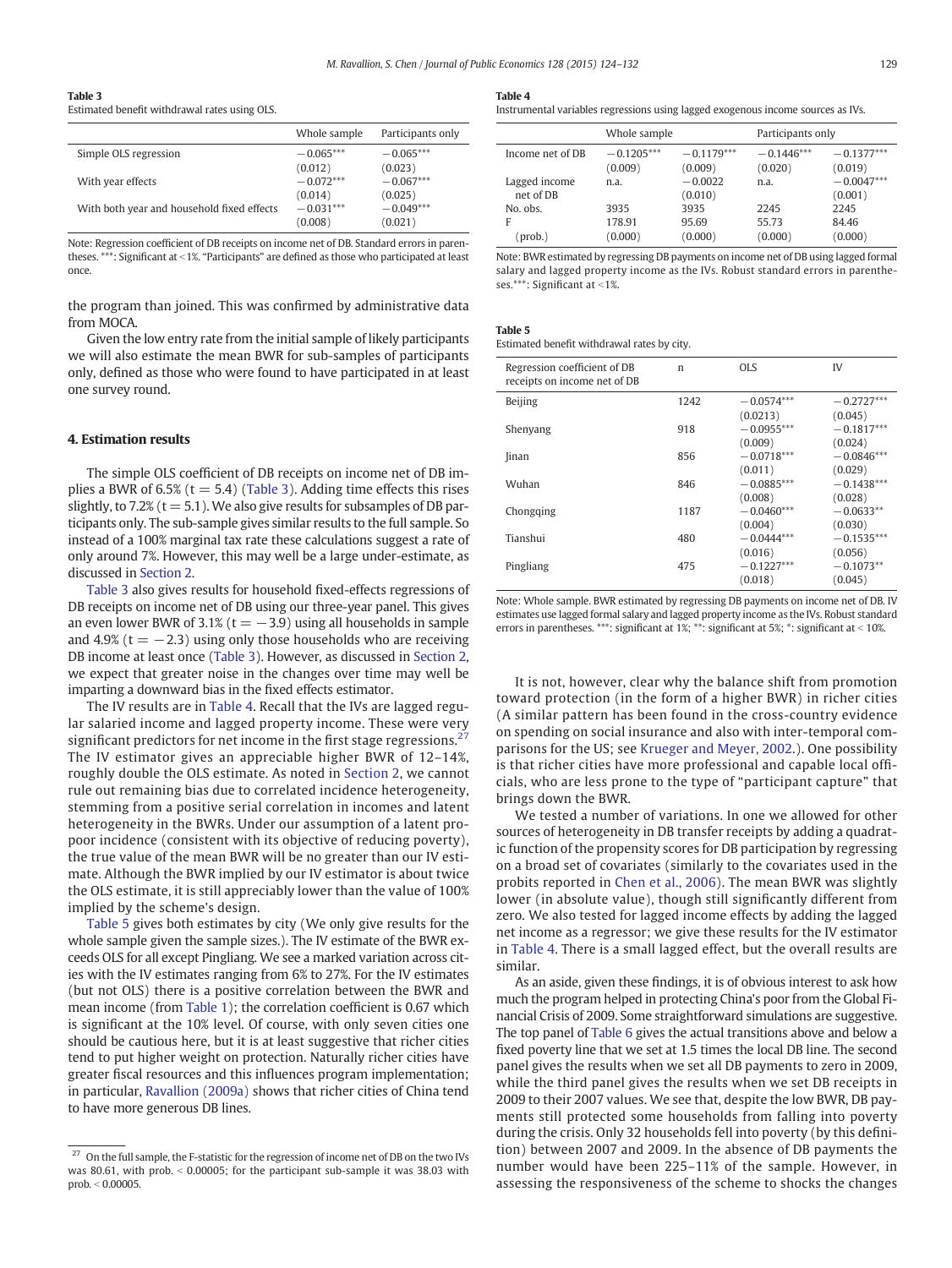**Table 3**
Estimated benefit withdrawal rates using OLS.

| | Whole sample | Participants only |
|---|---|---|
| Simple OLS regression | −0.065*** | −0.065*** |
| | (0.012) | (0.023) |
| With year effects | −0.072*** | −0.067*** |
| | (0.014) | (0.025) |
| With both year and household fixed effects | −0.031*** | −0.049*** |
| | (0.008) | (0.021) |

Note: Regression coefficient of DB receipts on income net of DB. Standard errors in parentheses. ***: Significant at <1%. "Participants" are defined as those who participated at least once.

the program than joined. This was confirmed by administrative data from MOCA.

Given the low entry rate from the initial sample of likely participants we will also estimate the mean BWR for sub-samples of participants only, defined as those who were found to have participated in at least one survey round.

## 4. Estimation results

The simple OLS coefficient of DB receipts on income net of DB implies a BWR of 6.5% ($t = 5.4$) (Table 3). Adding time effects this rises slightly, to 7.2% ($t = 5.1$). We also give results for subsamples of DB participants only. The sub-sample gives similar results to the full sample. So instead of a 100% marginal tax rate these calculations suggest a rate of only around 7%. However, this may well be a large under-estimate, as discussed in Section 2.

Table 3 also gives results for household fixed-effects regressions of DB receipts on income net of DB using our three-year panel. This gives an even lower BWR of 3.1% ($t = -3.9$) using all households in sample and 4.9% ($t = -2.3$) using only those households who are receiving DB income at least once (Table 3). However, as discussed in Section 2, we expect that greater noise in the changes over time may well be imparting a downward bias in the fixed effects estimator.

The IV results are in Table 4. Recall that the IVs are lagged regular salaried income and lagged property income. These were very significant predictors for net income in the first stage regressions.[27] The IV estimator gives an appreciable higher BWR of 12–14%, roughly double the OLS estimate. As noted in Section 2, we cannot rule out remaining bias due to correlated incidence heterogeneity, stemming from a positive serial correlation in incomes and latent heterogeneity in the BWRs. Under our assumption of a latent pro-poor incidence (consistent with its objective of reducing poverty), the true value of the mean BWR will be no greater than our IV estimate. Although the BWR implied by our IV estimator is about twice the OLS estimate, it is still appreciably lower than the value of 100% implied by the scheme's design.

Table 5 gives both estimates by city (We only give results for the whole sample given the sample sizes.). The IV estimate of the BWR exceeds OLS for all except Pingliang. We see a marked variation across cities with the IV estimates ranging from 6% to 27%. For the IV estimates (but not OLS) there is a positive correlation between the BWR and mean income (from Table 1); the correlation coefficient is 0.67 which is significant at the 10% level. Of course, with only seven cities one should be cautious here, but it is at least suggestive that richer cities tend to put higher weight on protection. Naturally richer cities have greater fiscal resources and this influences program implementation; in particular, Ravallion (2009a) shows that richer cities of China tend to have more generous DB lines.

[27] On the full sample, the F-statistic for the regression of income net of DB on the two IVs was 80.61, with prob. < 0.00005; for the participant sub-sample it was 38.03 with prob. < 0.00005.

**Table 4**
Instrumental variables regressions using lagged exogenous income sources as IVs.

| | Whole sample | | Participants only | |
|---|---|---|---|---|
| Income net of DB | −0.1205*** | −0.1179*** | −0.1446*** | −0.1377*** |
| | (0.009) | (0.009) | (0.020) | (0.019) |
| Lagged income net of DB | n.a. | −0.0022 | n.a. | −0.0047*** |
| | | (0.010) | | (0.001) |
| No. obs. | 3935 | 3935 | 2245 | 2245 |
| F | 178.91 | 95.69 | 55.73 | 84.46 |
| (prob.) | (0.000) | (0.000) | (0.000) | (0.000) |

Note: BWR estimated by regressing DB payments on income net of DB using lagged formal salary and lagged property income as the IVs. Robust standard errors in parentheses.***: Significant at <1%.

**Table 5**
Estimated benefit withdrawal rates by city.

| Regression coefficient of DB receipts on income net of DB | n | OLS | IV |
|---|---|---|---|
| Beijing | 1242 | −0.0574*** | −0.2727*** |
| | | (0.0213) | (0.045) |
| Shenyang | 918 | −0.0955*** | −0.1817*** |
| | | (0.009) | (0.024) |
| Jinan | 856 | −0.0718*** | −0.0846*** |
| | | (0.011) | (0.029) |
| Wuhan | 846 | −0.0885*** | −0.1438*** |
| | | (0.008) | (0.028) |
| Chongqing | 1187 | −0.0460*** | −0.0633** |
| | | (0.004) | (0.030) |
| Tianshui | 480 | −0.0444*** | −0.1535*** |
| | | (0.016) | (0.056) |
| Pingliang | 475 | −0.1227*** | −0.1073** |
| | | (0.018) | (0.045) |

Note: Whole sample. BWR estimated by regressing DB payments on income net of DB. IV estimates use lagged formal salary and lagged property income as the IVs. Robust standard errors in parentheses. ***: significant at 1%; **: significant at 5%; *: significant at < 10%.

It is not, however, clear why the balance shift from promotion toward protection (in the form of a higher BWR) in richer cities (A similar pattern has been found in the cross-country evidence on spending on social insurance and also with inter-temporal comparisons for the US; see Krueger and Meyer, 2002.). One possibility is that richer cities have more professional and capable local officials, who are less prone to the type of "participant capture" that brings down the BWR.

We tested a number of variations. In one we allowed for other sources of heterogeneity in DB transfer receipts by adding a quadratic function of the propensity scores for DB participation by regressing on a broad set of covariates (similarly to the covariates used in the probits reported in Chen et al., 2006). The mean BWR was slightly lower (in absolute value), though still significantly different from zero. We also tested for lagged income effects by adding the lagged net income as a regressor; we give these results for the IV estimator in Table 4. There is a small lagged effect, but the overall results are similar.

As an aside, given these findings, it is of obvious interest to ask how much the program helped in protecting China's poor from the Global Financial Crisis of 2009. Some straightforward simulations are suggestive. The top panel of Table 6 gives the actual transitions above and below a fixed poverty line that we set at 1.5 times the local DB line. The second panel gives the results when we set all DB payments to zero in 2009, while the third panel gives the results when we set DB receipts in 2009 to their 2007 values. We see that, despite the low BWR, DB payments still protected some households from falling into poverty during the crisis. Only 32 households fell into poverty (by this definition) between 2007 and 2009. In the absence of DB payments the number would have been 225–11% of the sample. However, in assessing the responsiveness of the scheme to shocks the changes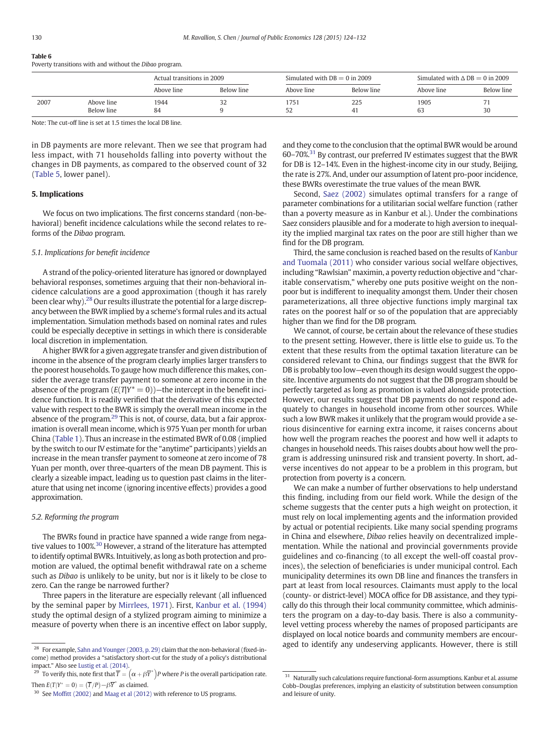**Table 6**
Poverty transitions with and without the *Dibao* program.

| | | Actual transitions in 2009 | | Simulated with DB = 0 in 2009 | | Simulated with Δ DB = 0 in 2009 | |
|---|---|---|---|---|---|---|---|
| | | Above line | Below line | Above line | Below line | Above line | Below line |
| 2007 | Above line | 1944 | 32 | 1751 | 225 | 1905 | 71 |
| | Below line | 84 | 9 | 52 | 41 | 63 | 30 |

Note: The cut-off line is set at 1.5 times the local DB line.

in DB payments are more relevant. Then we see that program had less impact, with 71 households falling into poverty without the changes in DB payments, as compared to the observed count of 32 (Table 5, lower panel).

## 5. Implications

We focus on two implications. The first concerns standard (non-behavioral) benefit incidence calculations while the second relates to reforms of the *Dibao* program.

### 5.1. Implications for benefit incidence

A strand of the policy-oriented literature has ignored or downplayed behavioral responses, sometimes arguing that their non-behavioral incidence calculations are a good approximation (though it has rarely been clear why).[28] Our results illustrate the potential for a large discrepancy between the BWR implied by a scheme's formal rules and its actual implementation. Simulation methods based on nominal rates and rules could be especially deceptive in settings in which there is considerable local discretion in implementation.

A higher BWR for a given aggregate transfer and given distribution of income in the absence of the program clearly implies larger transfers to the poorest households. To gauge how much difference this makes, consider the average transfer payment to someone at zero income in the absence of the program ($E(T|Y^*=0)$)—the intercept in the benefit incidence function. It is readily verified that the derivative of this expected value with respect to the BWR is simply the overall mean income in the absence of the program.[29] This is not, of course, data, but a fair approximation is overall mean income, which is 975 Yuan per month for urban China (Table 1). Thus an increase in the estimated BWR of 0.08 (implied by the switch to our IV estimate for the "anytime" participants) yields an increase in the mean transfer payment to someone at zero income of 78 Yuan per month, over three-quarters of the mean DB payment. This is clearly a sizeable impact, leading us to question past claims in the literature that using net income (ignoring incentive effects) provides a good approximation.

### 5.2. Reforming the program

The BWRs found in practice have spanned a wide range from negative values to 100%.[30] However, a strand of the literature has attempted to identify optimal BWRs. Intuitively, as long as both protection and promotion are valued, the optimal benefit withdrawal rate on a scheme such as *Dibao* is unlikely to be unity, but nor is it likely to be close to zero. Can the range be narrowed further?

Three papers in the literature are especially relevant (all influenced by the seminal paper by Mirrlees, 1971). First, Kanbur et al. (1994) study the optimal design of a stylized program aiming to minimize a measure of poverty when there is an incentive effect on labor supply, and they come to the conclusion that the optimal BWR would be around 60–70%.[31] By contrast, our preferred IV estimates suggest that the BWR for DB is 12–14%. Even in the highest-income city in our study, Beijing, the rate is 27%. And, under our assumption of latent pro-poor incidence, these BWRs overestimate the true values of the mean BWR.

Second, Saez (2002) simulates optimal transfers for a range of parameter combinations for a utilitarian social welfare function (rather than a poverty measure as in Kanbur et al.). Under the combinations Saez considers plausible and for a moderate to high aversion to inequality the implied marginal tax rates on the poor are still higher than we find for the DB program.

Third, the same conclusion is reached based on the results of Kanbur and Tuomala (2011) who consider various social welfare objectives, including "Rawlsian" maximin, a poverty reduction objective and "charitable conservatism," whereby one puts positive weight on the non-poor but is indifferent to inequality amongst them. Under their chosen parameterizations, all three objective functions imply marginal tax rates on the poorest half or so of the population that are appreciably higher than we find for the DB program.

We cannot, of course, be certain about the relevance of these studies to the present setting. However, there is little else to guide us. To the extent that these results from the optimal taxation literature can be considered relevant to China, our findings suggest that the BWR for DB is probably too low—even though its design would suggest the opposite. Incentive arguments do not suggest that the DB program should be perfectly targeted as long as promotion is valued alongside protection. However, our results suggest that DB payments do not respond adequately to changes in household income from other sources. While such a low BWR makes it unlikely that the program would provide a serious disincentive for earning extra income, it raises concerns about how well the program reaches the poorest and how well it adapts to changes in household needs. This raises doubts about how well the program is addressing uninsured risk and transient poverty. In short, adverse incentives do not appear to be a problem in this program, but protection from poverty is a concern.

We can make a number of further observations to help understand this finding, including from our field work. While the design of the scheme suggests that the center puts a high weight on protection, it must rely on local implementing agents and the information provided by actual or potential recipients. Like many social spending programs in China and elsewhere, *Dibao* relies heavily on decentralized implementation. While the national and provincial governments provide guidelines and co-financing (to all except the well-off coastal provinces), the selection of beneficiaries is under municipal control. Each municipality determines its own DB line and finances the transfers in part at least from local resources. Claimants must apply to the local (county- or district-level) MOCA office for DB assistance, and they typically do this through their local community committee, which administers the program on a day-to-day basis. There is also a community-level vetting process whereby the names of proposed participants are displayed on local notice boards and community members are encouraged to identify any undeserving applicants. However, there is still

[28] For example, Sahn and Younger (2003, p. 29) claim that the non-behavioral (fixed-income) method provides a "satisfactory short-cut for the study of a policy's distributional impact." Also see Lustig et al. (2014).

[29] To verify this, note first that $\overline{T} = \left(\alpha + \beta\overline{Y}^*\right)P$ where $P$ is the overall participation rate. Then $E(T|Y^*=0) = (\overline{T}/P) - \beta\overline{Y}^*$ as claimed.

[30] See Moffitt (2002) and Maag et al (2012) with reference to US programs.

[31] Naturally such calculations require functional-form assumptions. Kanbur et al. assume Cobb–Douglas preferences, implying an elasticity of substitution between consumption and leisure of unity.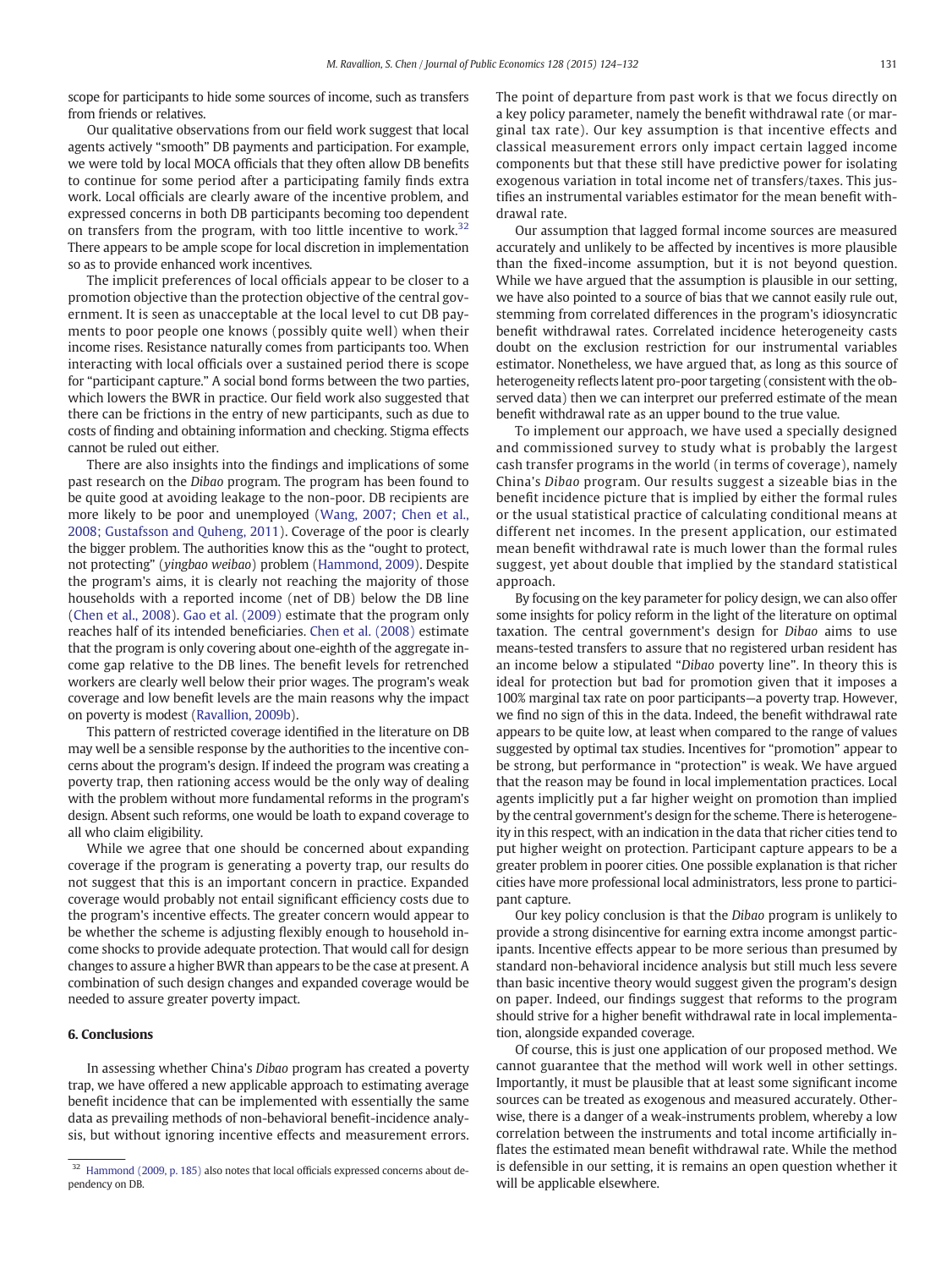scope for participants to hide some sources of income, such as transfers from friends or relatives.

Our qualitative observations from our field work suggest that local agents actively "smooth" DB payments and participation. For example, we were told by local MOCA officials that they often allow DB benefits to continue for some period after a participating family finds extra work. Local officials are clearly aware of the incentive problem, and expressed concerns in both DB participants becoming too dependent on transfers from the program, with too little incentive to work.[32] There appears to be ample scope for local discretion in implementation so as to provide enhanced work incentives.

The implicit preferences of local officials appear to be closer to a promotion objective than the protection objective of the central government. It is seen as unacceptable at the local level to cut DB payments to poor people one knows (possibly quite well) when their income rises. Resistance naturally comes from participants too. When interacting with local officials over a sustained period there is scope for "participant capture." A social bond forms between the two parties, which lowers the BWR in practice. Our field work also suggested that there can be frictions in the entry of new participants, such as due to costs of finding and obtaining information and checking. Stigma effects cannot be ruled out either.

There are also insights into the findings and implications of some past research on the *Dibao* program. The program has been found to be quite good at avoiding leakage to the non-poor. DB recipients are more likely to be poor and unemployed (Wang, 2007; Chen et al., 2008; Gustafsson and Quheng, 2011). Coverage of the poor is clearly the bigger problem. The authorities know this as the "ought to protect, not protecting" (*yingbao weibao*) problem (Hammond, 2009). Despite the program's aims, it is clearly not reaching the majority of those households with a reported income (net of DB) below the DB line (Chen et al., 2008). Gao et al. (2009) estimate that the program only reaches half of its intended beneficiaries. Chen et al. (2008) estimate that the program is only covering about one-eighth of the aggregate income gap relative to the DB lines. The benefit levels for retrenched workers are clearly well below their prior wages. The program's weak coverage and low benefit levels are the main reasons why the impact on poverty is modest (Ravallion, 2009b).

This pattern of restricted coverage identified in the literature on DB may well be a sensible response by the authorities to the incentive concerns about the program's design. If indeed the program was creating a poverty trap, then rationing access would be the only way of dealing with the problem without more fundamental reforms in the program's design. Absent such reforms, one would be loath to expand coverage to all who claim eligibility.

While we agree that one should be concerned about expanding coverage if the program is generating a poverty trap, our results do not suggest that this is an important concern in practice. Expanded coverage would probably not entail significant efficiency costs due to the program's incentive effects. The greater concern would appear to be whether the scheme is adjusting flexibly enough to household income shocks to provide adequate protection. That would call for design changes to assure a higher BWR than appears to be the case at present. A combination of such design changes and expanded coverage would be needed to assure greater poverty impact.

## 6. Conclusions

In assessing whether China's *Dibao* program has created a poverty trap, we have offered a new applicable approach to estimating average benefit incidence that can be implemented with essentially the same data as prevailing methods of non-behavioral benefit-incidence analysis, but without ignoring incentive effects and measurement errors. The point of departure from past work is that we focus directly on a key policy parameter, namely the benefit withdrawal rate (or marginal tax rate). Our key assumption is that incentive effects and classical measurement errors only impact certain lagged income components but that these still have predictive power for isolating exogenous variation in total income net of transfers/taxes. This justifies an instrumental variables estimator for the mean benefit withdrawal rate.

Our assumption that lagged formal income sources are measured accurately and unlikely to be affected by incentives is more plausible than the fixed-income assumption, but it is not beyond question. While we have argued that the assumption is plausible in our setting, we have also pointed to a source of bias that we cannot easily rule out, stemming from correlated differences in the program's idiosyncratic benefit withdrawal rates. Correlated incidence heterogeneity casts doubt on the exclusion restriction for our instrumental variables estimator. Nonetheless, we have argued that, as long as this source of heterogeneity reflects latent pro-poor targeting (consistent with the observed data) then we can interpret our preferred estimate of the mean benefit withdrawal rate as an upper bound to the true value.

To implement our approach, we have used a specially designed and commissioned survey to study what is probably the largest cash transfer programs in the world (in terms of coverage), namely China's *Dibao* program. Our results suggest a sizeable bias in the benefit incidence picture that is implied by either the formal rules or the usual statistical practice of calculating conditional means at different net incomes. In the present application, our estimated mean benefit withdrawal rate is much lower than the formal rules suggest, yet about double that implied by the standard statistical approach.

By focusing on the key parameter for policy design, we can also offer some insights for policy reform in the light of the literature on optimal taxation. The central government's design for *Dibao* aims to use means-tested transfers to assure that no registered urban resident has an income below a stipulated "*Dibao* poverty line". In theory this is ideal for protection but bad for promotion given that it imposes a 100% marginal tax rate on poor participants—a poverty trap. However, we find no sign of this in the data. Indeed, the benefit withdrawal rate appears to be quite low, at least when compared to the range of values suggested by optimal tax studies. Incentives for "promotion" appear to be strong, but performance in "protection" is weak. We have argued that the reason may be found in local implementation practices. Local agents implicitly put a far higher weight on promotion than implied by the central government's design for the scheme. There is heterogeneity in this respect, with an indication in the data that richer cities tend to put higher weight on protection. Participant capture appears to be a greater problem in poorer cities. One possible explanation is that richer cities have more professional local administrators, less prone to participant capture.

Our key policy conclusion is that the *Dibao* program is unlikely to provide a strong disincentive for earning extra income amongst participants. Incentive effects appear to be more serious than presumed by standard non-behavioral incidence analysis but still much less severe than basic incentive theory would suggest given the program's design on paper. Indeed, our findings suggest that reforms to the program should strive for a higher benefit withdrawal rate in local implementation, alongside expanded coverage.

Of course, this is just one application of our proposed method. We cannot guarantee that the method will work well in other settings. Importantly, it must be plausible that at least some significant income sources can be treated as exogenous and measured accurately. Otherwise, there is a danger of a weak-instruments problem, whereby a low correlation between the instruments and total income artificially inflates the estimated mean benefit withdrawal rate. While the method is defensible in our setting, it is remains an open question whether it will be applicable elsewhere.

---

[32] Hammond (2009, p. 185) also notes that local officials expressed concerns about dependency on DB.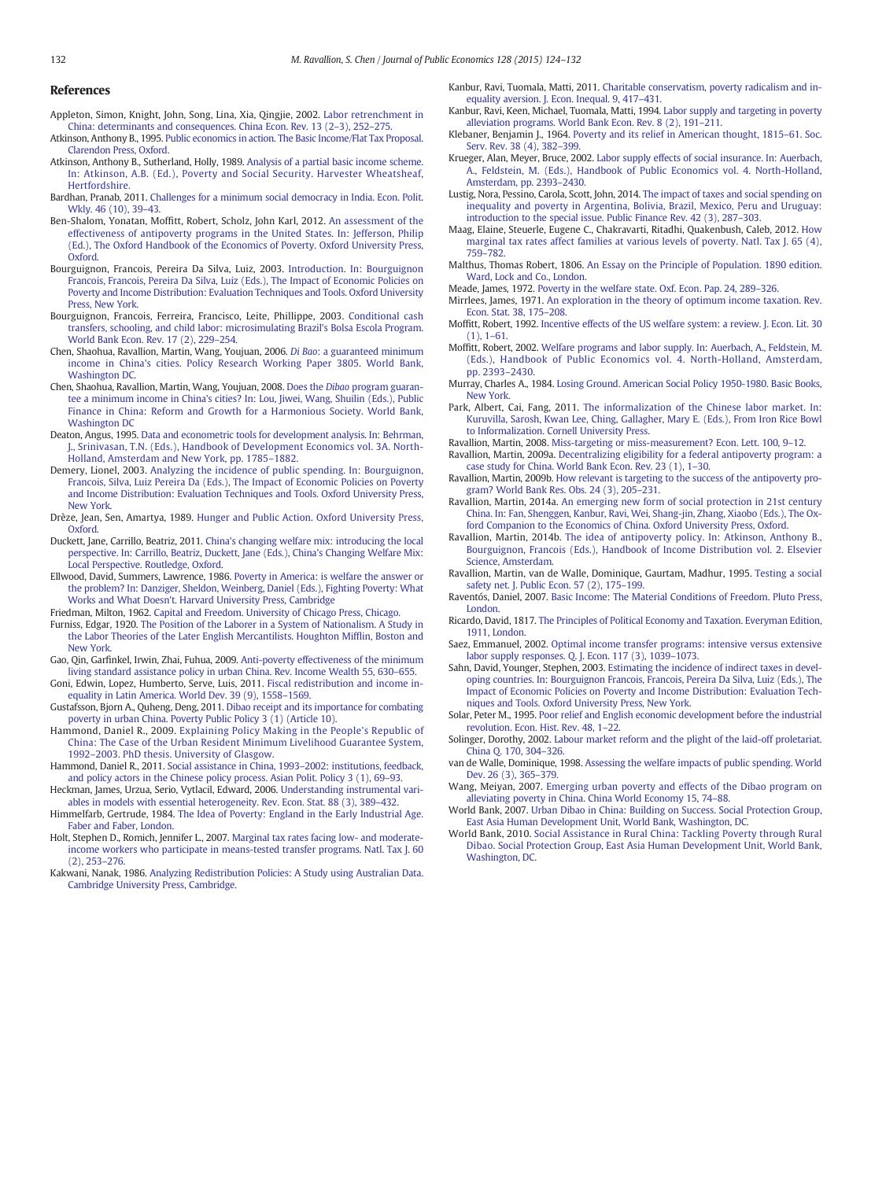## References

Appleton, Simon, Knight, John, Song, Lina, Xia, Qingjie, 2002. Labor retrenchment in China: determinants and consequences. China Econ. Rev. 13 (2–3), 252–275.

Atkinson, Anthony B., 1995. Public economics in action. The Basic Income/Flat Tax Proposal. Clarendon Press, Oxford.

Atkinson, Anthony B., Sutherland, Holly, 1989. Analysis of a partial basic income scheme. In: Atkinson, A.B. (Ed.), Poverty and Social Security. Harvester Wheatsheaf, Hertfordshire.

Bardhan, Pranab, 2011. Challenges for a minimum social democracy in India. Econ. Polit. Wkly. 46 (10), 39–43.

Ben-Shalom, Yonatan, Moffitt, Robert, Scholz, John Karl, 2012. An assessment of the effectiveness of antipoverty programs in the United States. In: Jefferson, Philip (Ed.), The Oxford Handbook of the Economics of Poverty. Oxford University Press, Oxford.

Bourguignon, Francois, Pereira Da Silva, Luiz, 2003. Introduction. In: Bourguignon Francois, Francois, Pereira Da Silva, Luiz (Eds.), The Impact of Economic Policies on Poverty and Income Distribution: Evaluation Techniques and Tools. Oxford University Press, New York.

Bourguignon, Francois, Ferreira, Francisco, Leite, Phillippe, 2003. Conditional cash transfers, schooling, and child labor: microsimulating Brazil's Bolsa Escola Program. World Bank Econ. Rev. 17 (2), 229–254.

Chen, Shaohua, Ravallion, Martin, Wang, Youjuan, 2006. *Di Bao*: a guaranteed minimum income in China's cities. Policy Research Working Paper 3805. World Bank, Washington DC.

Chen, Shaohua, Ravallion, Martin, Wang, Youjuan, 2008. Does the *Dibao* program guarantee a minimum income in China's cities? In: Lou, Jiwei, Wang, Shuilin (Eds.), Public Finance in China: Reform and Growth for a Harmonious Society. World Bank, Washington DC

Deaton, Angus, 1995. Data and econometric tools for development analysis. In: Behrman, J., Srinivasan, T.N. (Eds.), Handbook of Development Economics vol. 3A. North-Holland, Amsterdam and New York, pp. 1785–1882.

Demery, Lionel, 2003. Analyzing the incidence of public spending. In: Bourguignon, Francois, Silva, Luiz Pereira Da (Eds.), The Impact of Economic Policies on Poverty and Income Distribution: Evaluation Techniques and Tools. Oxford University Press, New York.

Drèze, Jean, Sen, Amartya, 1989. Hunger and Public Action. Oxford University Press, Oxford.

Duckett, Jane, Carrillo, Beatriz, 2011. China's changing welfare mix: introducing the local perspective. In: Carrillo, Beatriz, Duckett, Jane (Eds.), China's Changing Welfare Mix: Local Perspective. Routledge, Oxford.

Ellwood, David, Summers, Lawrence, 1986. Poverty in America: is welfare the answer or the problem? In: Danziger, Sheldon, Weinberg, Daniel (Eds.), Fighting Poverty: What Works and What Doesn't. Harvard University Press, Cambridge

Friedman, Milton, 1962. Capital and Freedom. University of Chicago Press, Chicago.

Furniss, Edgar, 1920. The Position of the Laborer in a System of Nationalism. A Study in the Labor Theories of the Later English Mercantilists. Houghton Mifflin, Boston and New York.

Gao, Qin, Garfinkel, Irwin, Zhai, Fuhua, 2009. Anti-poverty effectiveness of the minimum living standard assistance policy in urban China. Rev. Income Wealth 55, 630–655.

Goni, Edwin, Lopez, Humberto, Serve, Luis, 2011. Fiscal redistribution and income inequality in Latin America. World Dev. 39 (9), 1558–1569.

Gustafsson, Bjorn A., Quheng, Deng, 2011. Dibao receipt and its importance for combating poverty in urban China. Poverty Public Policy 3 (1) (Article 10).

Hammond, Daniel R., 2009. Explaining Policy Making in the People's Republic of China: The Case of the Urban Resident Minimum Livelihood Guarantee System, 1992–2003. PhD thesis. University of Glasgow.

Hammond, Daniel R., 2011. Social assistance in China, 1993–2002: institutions, feedback, and policy actors in the Chinese policy process. Asian Polit. Policy 3 (1), 69–93.

Heckman, James, Urzua, Serio, Vytlacil, Edward, 2006. Understanding instrumental variables in models with essential heterogeneity. Rev. Econ. Stat. 88 (3), 389–432.

Himmelfarb, Gertrude, 1984. The Idea of Poverty: England in the Early Industrial Age. Faber and Faber, London.

Holt, Stephen D., Romich, Jennifer L., 2007. Marginal tax rates facing low- and moderate-income workers who participate in means-tested transfer programs. Natl. Tax J. 60 (2), 253–276.

Kakwani, Nanak, 1986. Analyzing Redistribution Policies: A Study using Australian Data. Cambridge University Press, Cambridge.

Kanbur, Ravi, Tuomala, Matti, 2011. Charitable conservatism, poverty radicalism and inequality aversion. J. Econ. Inequal. 9, 417–431.

Kanbur, Ravi, Keen, Michael, Tuomala, Matti, 1994. Labor supply and targeting in poverty alleviation programs. World Bank Econ. Rev. 8 (2), 191–211.

Klebaner, Benjamin J., 1964. Poverty and its relief in American thought, 1815–61. Soc. Serv. Rev. 38 (4), 382–399.

Krueger, Alan, Meyer, Bruce, 2002. Labor supply effects of social insurance. In: Auerbach, A., Feldstein, M. (Eds.), Handbook of Public Economics vol. 4. North-Holland, Amsterdam, pp. 2393–2430.

Lustig, Nora, Pessino, Carola, Scott, John, 2014. The impact of taxes and social spending on inequality and poverty in Argentina, Bolivia, Brazil, Mexico, Peru and Uruguay: introduction to the special issue. Public Finance Rev. 42 (3), 287–303.

Maag, Elaine, Steuerle, Eugene C., Chakravarti, Ritadhi, Quakenbush, Caleb, 2012. How marginal tax rates affect families at various levels of poverty. Natl. Tax J. 65 (4), 759–782.

Malthus, Thomas Robert, 1806. An Essay on the Principle of Population. 1890 edition. Ward, Lock and Co., London.

Meade, James, 1972. Poverty in the welfare state. Oxf. Econ. Pap. 24, 289–326.

Mirrlees, James, 1971. An exploration in the theory of optimum income taxation. Rev. Econ. Stat. 38, 175–208.

Moffitt, Robert, 1992. Incentive effects of the US welfare system: a review. J. Econ. Lit. 30 (1), 1–61.

Moffitt, Robert, 2002. Welfare programs and labor supply. In: Auerbach, A., Feldstein, M. (Eds.), Handbook of Public Economics vol. 4. North-Holland, Amsterdam, pp. 2393–2430.

Murray, Charles A., 1984. Losing Ground. American Social Policy 1950-1980. Basic Books, New York.

Park, Albert, Cai, Fang, 2011. The informalization of the Chinese labor market. In: Kuruvilla, Sarosh, Kwan Lee, Ching, Gallagher, Mary E. (Eds.), From Iron Rice Bowl to Informalization. Cornell University Press.

Ravallion, Martin, 2008. Miss-targeting or miss-measurement? Econ. Lett. 100, 9–12.

Ravallion, Martin, 2009a. Decentralizing eligibility for a federal antipoverty program: a case study for China. World Bank Econ. Rev. 23 (1), 1–30.

Ravallion, Martin, 2009b. How relevant is targeting to the success of the antipoverty program? World Bank Res. Obs. 24 (3), 205–231.

Ravallion, Martin, 2014a. An emerging new form of social protection in 21st century China. In: Fan, Shenggen, Kanbur, Ravi, Wei, Shang-jin, Zhang, Xiaobo (Eds.), The Oxford Companion to the Economics of China. Oxford University Press, Oxford.

Ravallion, Martin, 2014b. The idea of antipoverty policy. In: Atkinson, Anthony B., Bourguignon, Francois (Eds.), Handbook of Income Distribution vol. 2. Elsevier Science, Amsterdam.

Ravallion, Martin, van de Walle, Dominique, Gaurtam, Madhur, 1995. Testing a social safety net. J. Public Econ. 57 (2), 175–199.

Raventós, Daniel, 2007. Basic Income: The Material Conditions of Freedom. Pluto Press, London.

Ricardo, David, 1817. The Principles of Political Economy and Taxation. Everyman Edition, 1911, London.

Saez, Emmanuel, 2002. Optimal income transfer programs: intensive versus extensive labor supply responses. Q. J. Econ. 117 (3), 1039–1073.

Sahn, David, Younger, Stephen, 2003. Estimating the incidence of indirect taxes in developing countries. In: Bourguignon Francois, Francois, Pereira Da Silva, Luiz (Eds.), The Impact of Economic Policies on Poverty and Income Distribution: Evaluation Techniques and Tools. Oxford University Press, New York.

Solar, Peter M., 1995. Poor relief and English economic development before the industrial revolution. Econ. Hist. Rev. 48, 1–22.

Solinger, Dorothy, 2002. Labour market reform and the plight of the laid-off proletariat. China Q. 170, 304–326.

van de Walle, Dominique, 1998. Assessing the welfare impacts of public spending. World Dev. 26 (3), 365–379.

Wang, Meiyan, 2007. Emerging urban poverty and effects of the Dibao program on alleviating poverty in China. China World Economy 15, 74–88.

World Bank, 2007. Urban Dibao in China: Building on Success. Social Protection Group, East Asia Human Development Unit, World Bank, Washington, DC.

World Bank, 2010. Social Assistance in Rural China: Tackling Poverty through Rural Dibao. Social Protection Group, East Asia Human Development Unit, World Bank, Washington, DC.